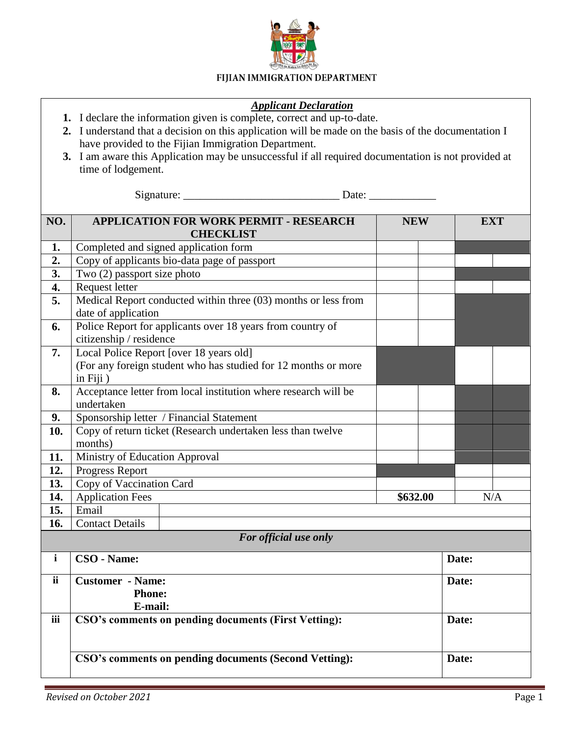**FIJIAN IMMIGRATION DEPARTMENT**

***Applicant Declaration***

1. I declare the information given is complete, correct and up-to-date.
2. I understand that a decision on this application will be made on the basis of the documentation I have provided to the Fijian Immigration Department.
3. I am aware this Application may be unsuccessful if all required documentation is not provided at time of lodgement.

Signature: ___________________________ Date: ____________

| NO. | APPLICATION FOR WORK PERMIT - RESEARCH CHECKLIST | NEW | | EXT | |
|---|---|---|---|---|---|
| **1.** | Completed and signed application form | | | | |
| **2.** | Copy of applicants bio-data page of passport | | | | |
| **3.** | Two (2) passport size photo | | | | |
| **4.** | Request letter | | | | |
| **5.** | Medical Report conducted within three (03) months or less from date of application | | | | |
| **6.** | Police Report for applicants over 18 years from country of citizenship / residence | | | | |
| **7.** | Local Police Report [over 18 years old] (For any foreign student who has studied for 12 months or more in Fiji ) | | | | |
| **8.** | Acceptance letter from local institution where research will be undertaken | | | | |
| **9.** | Sponsorship letter / Financial Statement | | | | |
| **10.** | Copy of return ticket (Research undertaken less than twelve months) | | | | |
| **11.** | Ministry of Education Approval | | | | |
| **12.** | Progress Report | | | | |
| **13.** | Copy of Vaccination Card | | | | |
| **14.** | Application Fees | **$632.00** | | N/A | |
| **15.** | Email | | | | |
| **16.** | Contact Details | | | | |

| | ***For official use only*** | |
|---|---|---|
| **i** | **CSO - Name:** | **Date:** |
| **ii** | **Customer - Name:**<br>**Phone:**<br>**E-mail:** | **Date:** |
| **iii** | **CSO's comments on pending documents (First Vetting):** | **Date:** |
| | **CSO's comments on pending documents (Second Vetting):** | **Date:** |

*Revised on October 2021*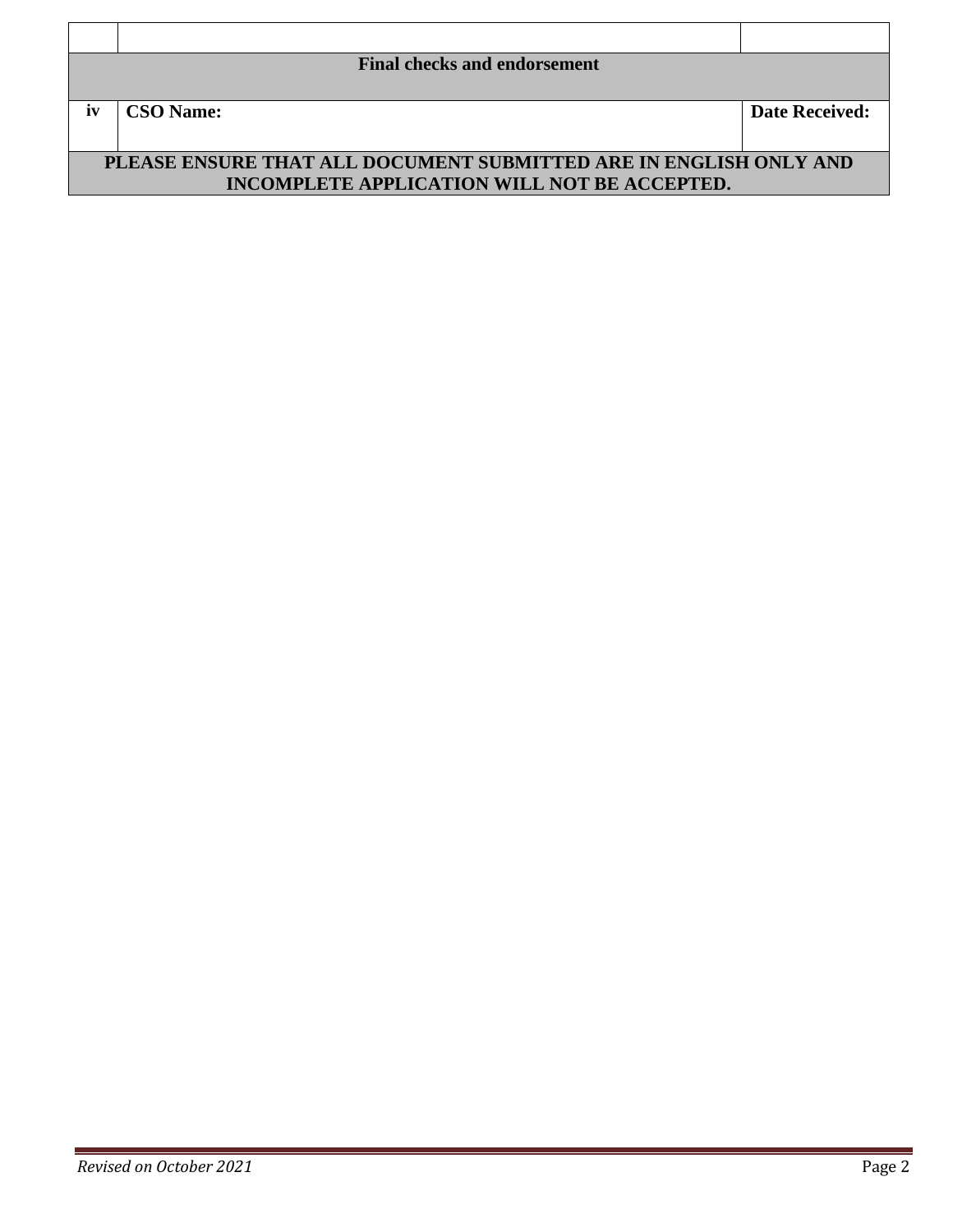| | | |
|---|---|---|
| | | |
| **Final checks and endorsement** | | |
| **iv** | **CSO Name:** | **Date Received:** |
| **PLEASE ENSURE THAT ALL DOCUMENT SUBMITTED ARE IN ENGLISH ONLY AND INCOMPLETE APPLICATION WILL NOT BE ACCEPTED.** | | |

*Revised on October 2021*